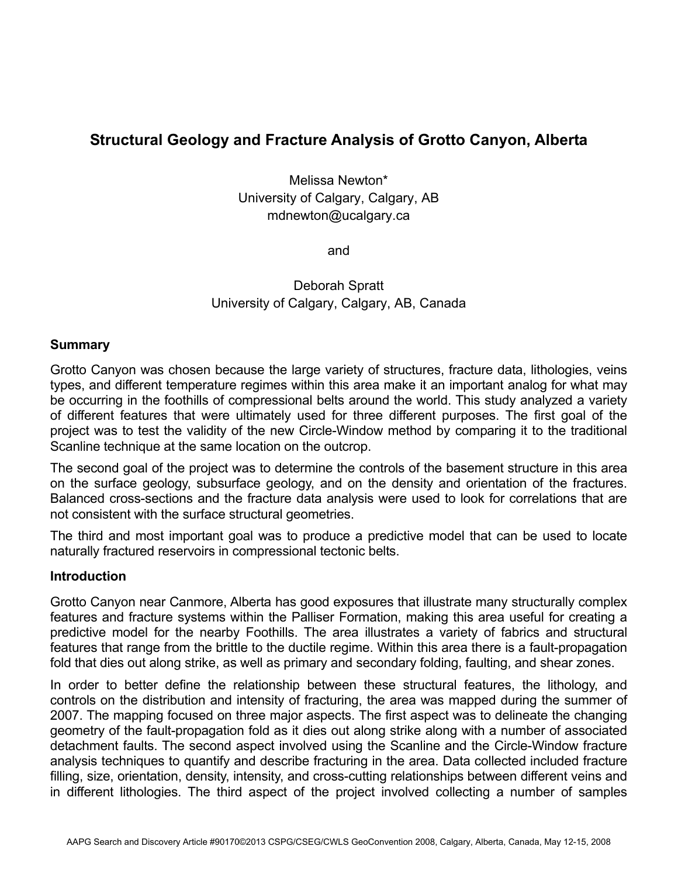# Structural Geology and Fracture Analysis of Grotto Canyon, Alberta

Melissa Newton*
University of Calgary, Calgary, AB
mdnewton@ucalgary.ca

and

Deborah Spratt
University of Calgary, Calgary, AB, Canada

## Summary

Grotto Canyon was chosen because the large variety of structures, fracture data, lithologies, veins types, and different temperature regimes within this area make it an important analog for what may be occurring in the foothills of compressional belts around the world. This study analyzed a variety of different features that were ultimately used for three different purposes. The first goal of the project was to test the validity of the new Circle-Window method by comparing it to the traditional Scanline technique at the same location on the outcrop.

The second goal of the project was to determine the controls of the basement structure in this area on the surface geology, subsurface geology, and on the density and orientation of the fractures. Balanced cross-sections and the fracture data analysis were used to look for correlations that are not consistent with the surface structural geometries.

The third and most important goal was to produce a predictive model that can be used to locate naturally fractured reservoirs in compressional tectonic belts.

## Introduction

Grotto Canyon near Canmore, Alberta has good exposures that illustrate many structurally complex features and fracture systems within the Palliser Formation, making this area useful for creating a predictive model for the nearby Foothills. The area illustrates a variety of fabrics and structural features that range from the brittle to the ductile regime. Within this area there is a fault-propagation fold that dies out along strike, as well as primary and secondary folding, faulting, and shear zones.

In order to better define the relationship between these structural features, the lithology, and controls on the distribution and intensity of fracturing, the area was mapped during the summer of 2007. The mapping focused on three major aspects. The first aspect was to delineate the changing geometry of the fault-propagation fold as it dies out along strike along with a number of associated detachment faults. The second aspect involved using the Scanline and the Circle-Window fracture analysis techniques to quantify and describe fracturing in the area. Data collected included fracture filling, size, orientation, density, intensity, and cross-cutting relationships between different veins and in different lithologies. The third aspect of the project involved collecting a number of samples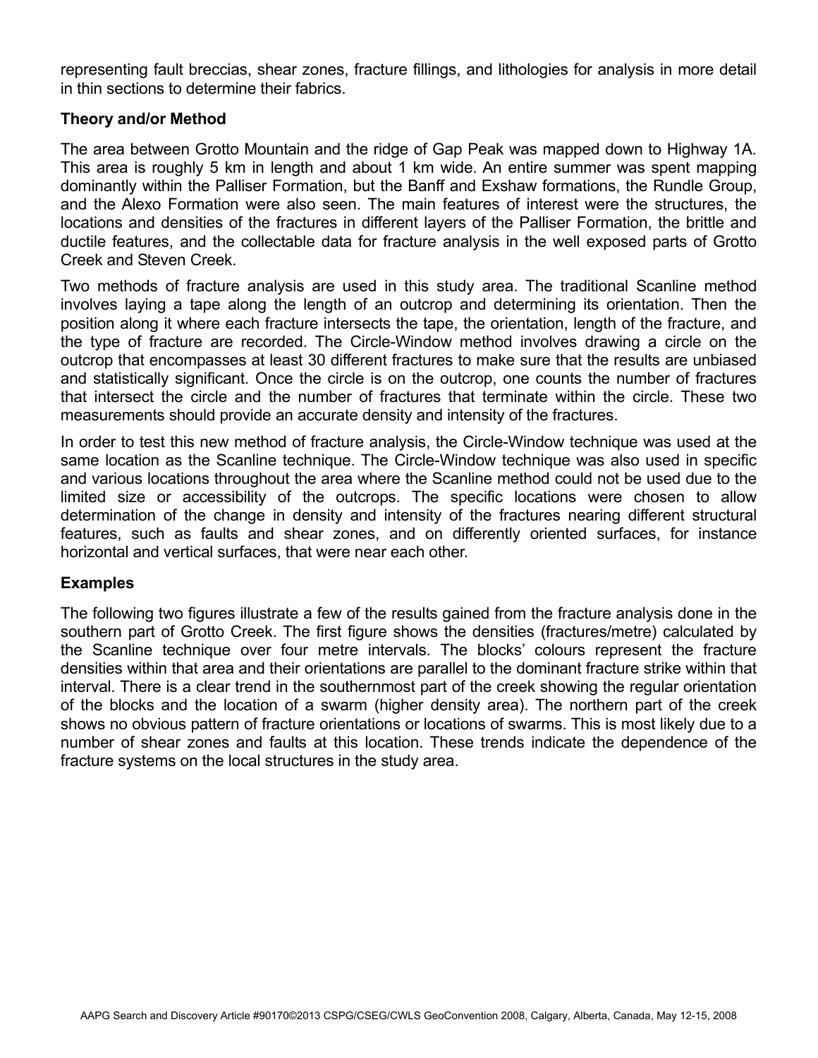representing fault breccias, shear zones, fracture fillings, and lithologies for analysis in more detail in thin sections to determine their fabrics.

## Theory and/or Method

The area between Grotto Mountain and the ridge of Gap Peak was mapped down to Highway 1A. This area is roughly 5 km in length and about 1 km wide. An entire summer was spent mapping dominantly within the Palliser Formation, but the Banff and Exshaw formations, the Rundle Group, and the Alexo Formation were also seen. The main features of interest were the structures, the locations and densities of the fractures in different layers of the Palliser Formation, the brittle and ductile features, and the collectable data for fracture analysis in the well exposed parts of Grotto Creek and Steven Creek.

Two methods of fracture analysis are used in this study area. The traditional Scanline method involves laying a tape along the length of an outcrop and determining its orientation. Then the position along it where each fracture intersects the tape, the orientation, length of the fracture, and the type of fracture are recorded. The Circle-Window method involves drawing a circle on the outcrop that encompasses at least 30 different fractures to make sure that the results are unbiased and statistically significant. Once the circle is on the outcrop, one counts the number of fractures that intersect the circle and the number of fractures that terminate within the circle. These two measurements should provide an accurate density and intensity of the fractures.

In order to test this new method of fracture analysis, the Circle-Window technique was used at the same location as the Scanline technique. The Circle-Window technique was also used in specific and various locations throughout the area where the Scanline method could not be used due to the limited size or accessibility of the outcrops. The specific locations were chosen to allow determination of the change in density and intensity of the fractures nearing different structural features, such as faults and shear zones, and on differently oriented surfaces, for instance horizontal and vertical surfaces, that were near each other.

## Examples

The following two figures illustrate a few of the results gained from the fracture analysis done in the southern part of Grotto Creek. The first figure shows the densities (fractures/metre) calculated by the Scanline technique over four metre intervals. The blocks' colours represent the fracture densities within that area and their orientations are parallel to the dominant fracture strike within that interval. There is a clear trend in the southernmost part of the creek showing the regular orientation of the blocks and the location of a swarm (higher density area). The northern part of the creek shows no obvious pattern of fracture orientations or locations of swarms. This is most likely due to a number of shear zones and faults at this location. These trends indicate the dependence of the fracture systems on the local structures in the study area.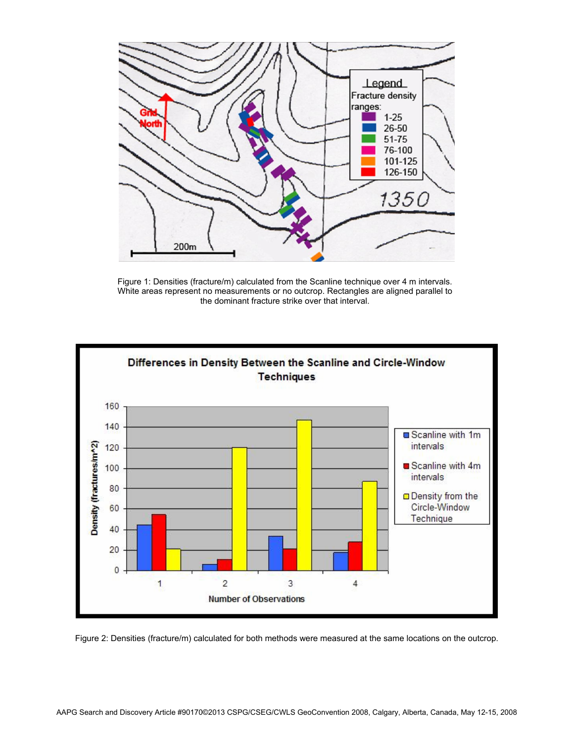Figure 1: Densities (fracture/m) calculated from the Scanline technique over 4 m intervals. White areas represent no measurements or no outcrop. Rectangles are aligned parallel to the dominant fracture strike over that interval.

Figure 2: Densities (fracture/m) calculated for both methods were measured at the same locations on the outcrop.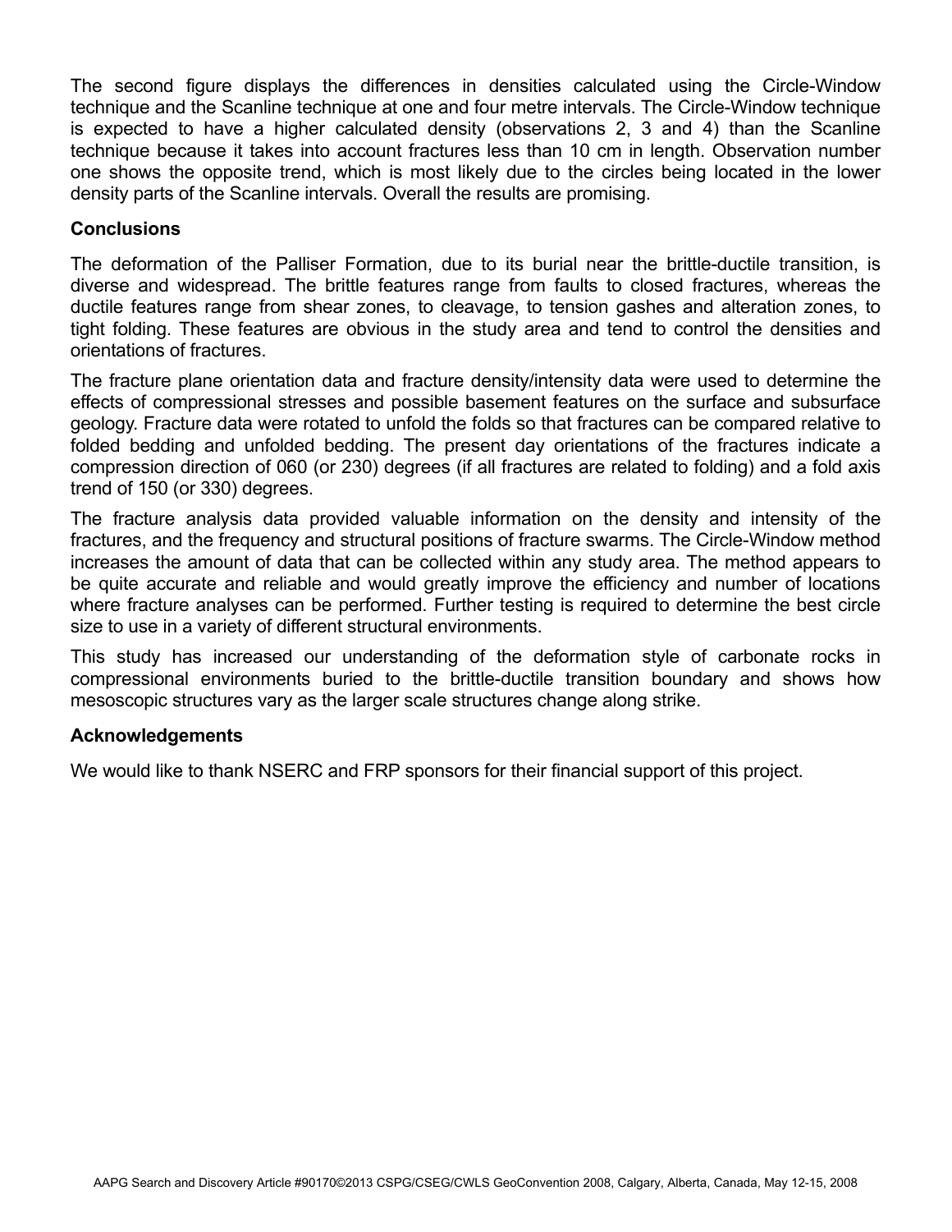The second figure displays the differences in densities calculated using the Circle-Window technique and the Scanline technique at one and four metre intervals. The Circle-Window technique is expected to have a higher calculated density (observations 2, 3 and 4) than the Scanline technique because it takes into account fractures less than 10 cm in length. Observation number one shows the opposite trend, which is most likely due to the circles being located in the lower density parts of the Scanline intervals. Overall the results are promising.

## Conclusions

The deformation of the Palliser Formation, due to its burial near the brittle-ductile transition, is diverse and widespread. The brittle features range from faults to closed fractures, whereas the ductile features range from shear zones, to cleavage, to tension gashes and alteration zones, to tight folding. These features are obvious in the study area and tend to control the densities and orientations of fractures.

The fracture plane orientation data and fracture density/intensity data were used to determine the effects of compressional stresses and possible basement features on the surface and subsurface geology. Fracture data were rotated to unfold the folds so that fractures can be compared relative to folded bedding and unfolded bedding. The present day orientations of the fractures indicate a compression direction of 060 (or 230) degrees (if all fractures are related to folding) and a fold axis trend of 150 (or 330) degrees.

The fracture analysis data provided valuable information on the density and intensity of the fractures, and the frequency and structural positions of fracture swarms. The Circle-Window method increases the amount of data that can be collected within any study area. The method appears to be quite accurate and reliable and would greatly improve the efficiency and number of locations where fracture analyses can be performed. Further testing is required to determine the best circle size to use in a variety of different structural environments.

This study has increased our understanding of the deformation style of carbonate rocks in compressional environments buried to the brittle-ductile transition boundary and shows how mesoscopic structures vary as the larger scale structures change along strike.

## Acknowledgements

We would like to thank NSERC and FRP sponsors for their financial support of this project.